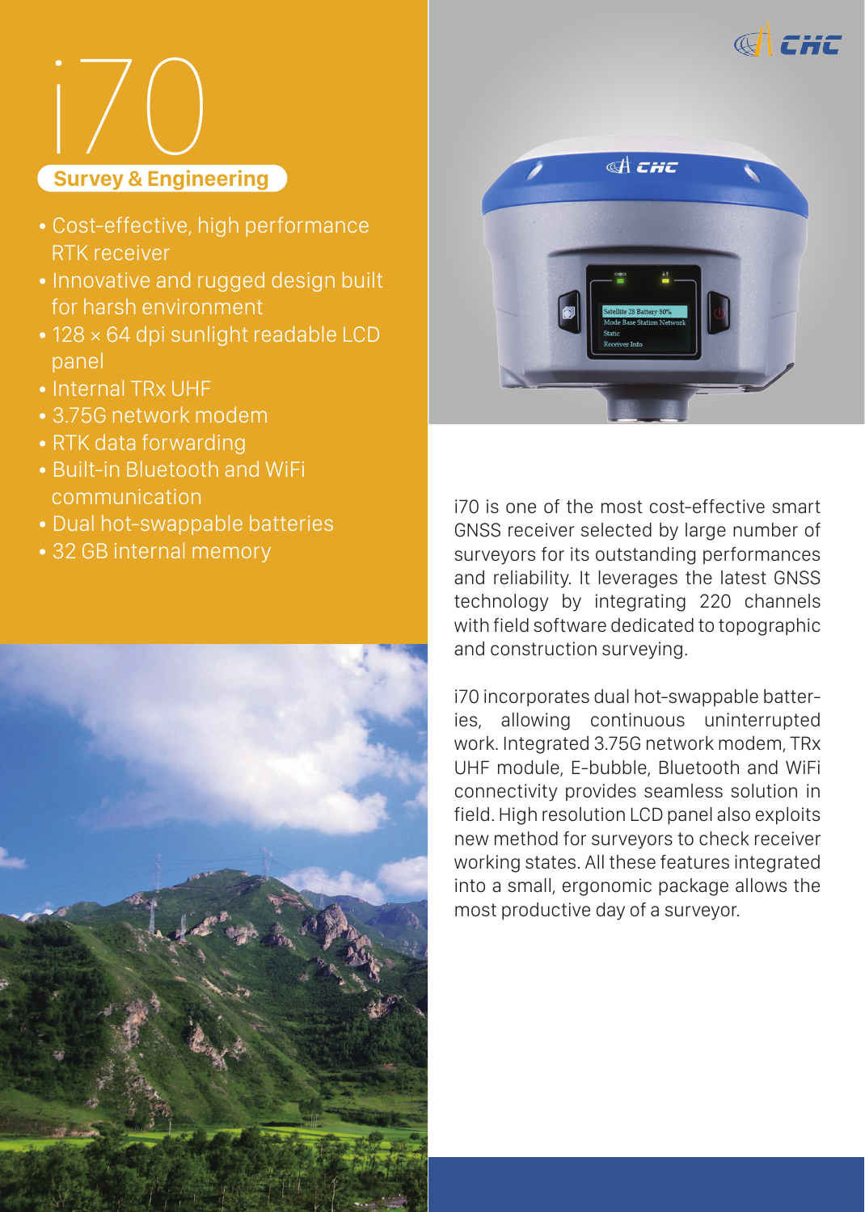# i70

## Survey & Engineering

- Cost-effective, high performance RTK receiver
- Innovative and rugged design built for harsh environment
- 128 × 64 dpi sunlight readable LCD panel
- Internal TRx UHF
- 3.75G network modem
- RTK data forwarding
- Built-in Bluetooth and WiFi communication
- Dual hot-swappable batteries
- 32 GB internal memory

i70 is one of the most cost-effective smart GNSS receiver selected by large number of surveyors for its outstanding performances and reliability. It leverages the latest GNSS technology by integrating 220 channels with field software dedicated to topographic and construction surveying.

i70 incorporates dual hot-swappable batteries, allowing continuous uninterrupted work. Integrated 3.75G network modem, TRx UHF module, E-bubble, Bluetooth and WiFi connectivity provides seamless solution in field. High resolution LCD panel also exploits new method for surveyors to check receiver working states. All these features integrated into a small, ergonomic package allows the most productive day of a surveyor.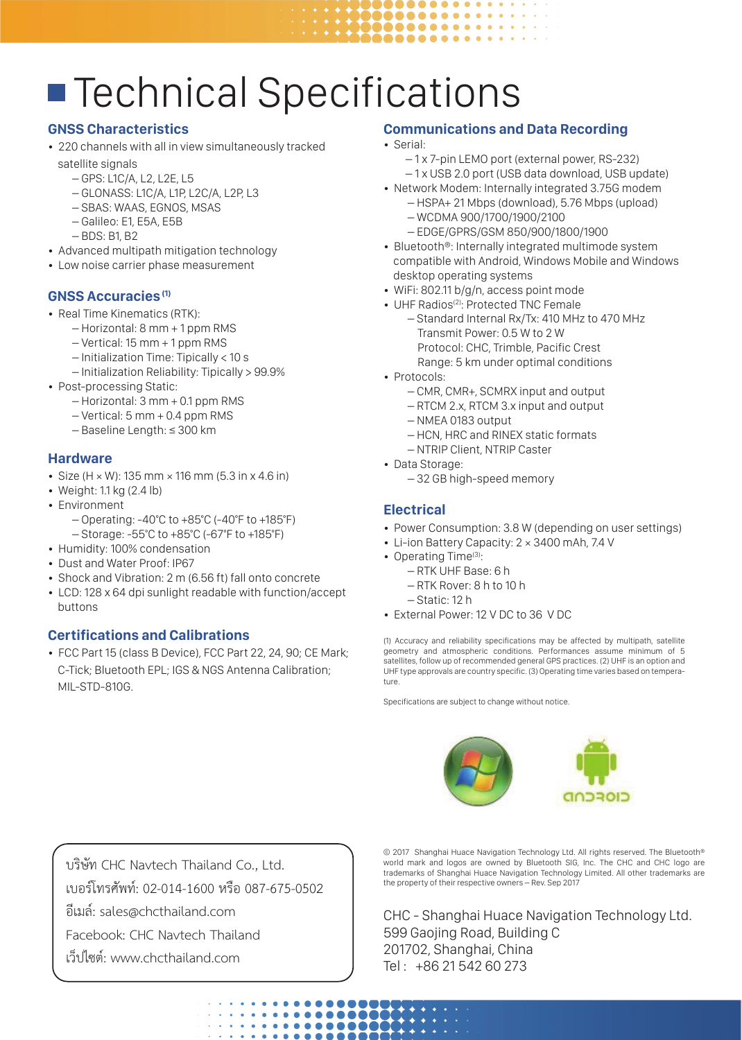# Technical Specifications

## GNSS Characteristics

- 220 channels with all in view simultaneously tracked satellite signals
  - GPS: L1C/A, L2, L2E, L5
  - GLONASS: L1C/A, L1P, L2C/A, L2P, L3
  - SBAS: WAAS, EGNOS, MSAS
  - Galileo: E1, E5A, E5B
  - BDS: B1, B2
- Advanced multipath mitigation technology
- Low noise carrier phase measurement

## GNSS Accuracies [1]

- Real Time Kinematics (RTK):
  - Horizontal: 8 mm + 1 ppm RMS
  - Vertical: 15 mm + 1 ppm RMS
  - Initialization Time: Tipically < 10 s
  - Initialization Reliability: Tipically > 99.9%
- Post-processing Static:
  - Horizontal: 3 mm + 0.1 ppm RMS
  - Vertical: 5 mm + 0.4 ppm RMS
  - Baseline Length: ≤ 300 km

## Hardware

- Size (H × W): 135 mm × 116 mm (5.3 in x 4.6 in)
- Weight: 1.1 kg (2.4 lb)
- Environment
  - Operating: -40°C to +85°C (-40°F to +185°F)
  - Storage: -55°C to +85°C (-67°F to +185°F)
- Humidity: 100% condensation
- Dust and Water Proof: IP67
- Shock and Vibration: 2 m (6.56 ft) fall onto concrete
- LCD: 128 x 64 dpi sunlight readable with function/accept buttons

## Certifications and Calibrations

- FCC Part 15 (class B Device), FCC Part 22, 24, 90; CE Mark; C-Tick; Bluetooth EPL; IGS & NGS Antenna Calibration; MIL-STD-810G.

## Communications and Data Recording

- Serial:
  - 1 x 7-pin LEMO port (external power, RS-232)
  - 1 x USB 2.0 port (USB data download, USB update)
- Network Modem: Internally integrated 3.75G modem
  - HSPA+ 21 Mbps (download), 5.76 Mbps (upload)
  - WCDMA 900/1700/1900/2100
  - EDGE/GPRS/GSM 850/900/1800/1900
- Bluetooth®: Internally integrated multimode system compatible with Android, Windows Mobile and Windows desktop operating systems
- WiFi: 802.11 b/g/n, access point mode
- UHF Radios[2]: Protected TNC Female
  - Standard Internal Rx/Tx: 410 MHz to 470 MHz
    Transmit Power: 0.5 W to 2 W
    Protocol: CHC, Trimble, Pacific Crest
    Range: 5 km under optimal conditions
- Protocols:
  - CMR, CMR+, SCMRX input and output
  - RTCM 2.x, RTCM 3.x input and output
  - NMEA 0183 output
  - HCN, HRC and RINEX static formats
  - NTRIP Client, NTRIP Caster
- Data Storage:
  - 32 GB high-speed memory

## Electrical

- Power Consumption: 3.8 W (depending on user settings)
- Li-ion Battery Capacity: 2 × 3400 mAh, 7.4 V
- Operating Time[3]:
  - RTK UHF Base: 6 h
  - RTK Rover: 8 h to 10 h
  - Static: 12 h
- External Power: 12 V DC to 36 V DC

(1) Accuracy and reliability specifications may be affected by multipath, satellite geometry and atmospheric conditions. Performances assume minimum of 5 satellites, follow up of recommended general GPS practices. (2) UHF is an option and UHF type approvals are country specific. (3) Operating time varies based on temperature.

Specifications are subject to change without notice.

บริษัท CHC Navtech Thailand Co., Ltd.
เบอร์โทรศัพท์: 02-014-1600 หรือ 087-675-0502
อีเมล์: sales@chcthailand.com
Facebook: CHC Navtech Thailand
เว็ปไซต์: www.chcthailand.com

© 2017 Shanghai Huace Navigation Technology Ltd. All rights reserved. The Bluetooth® world mark and logos are owned by Bluetooth SIG, Inc. The CHC and CHC logo are trademarks of Shanghai Huace Navigation Technology Limited. All other trademarks are the property of their respective owners – Rev. Sep 2017

CHC - Shanghai Huace Navigation Technology Ltd.
599 Gaojing Road, Building C
201702, Shanghai, China
Tel : +86 21 542 60 273